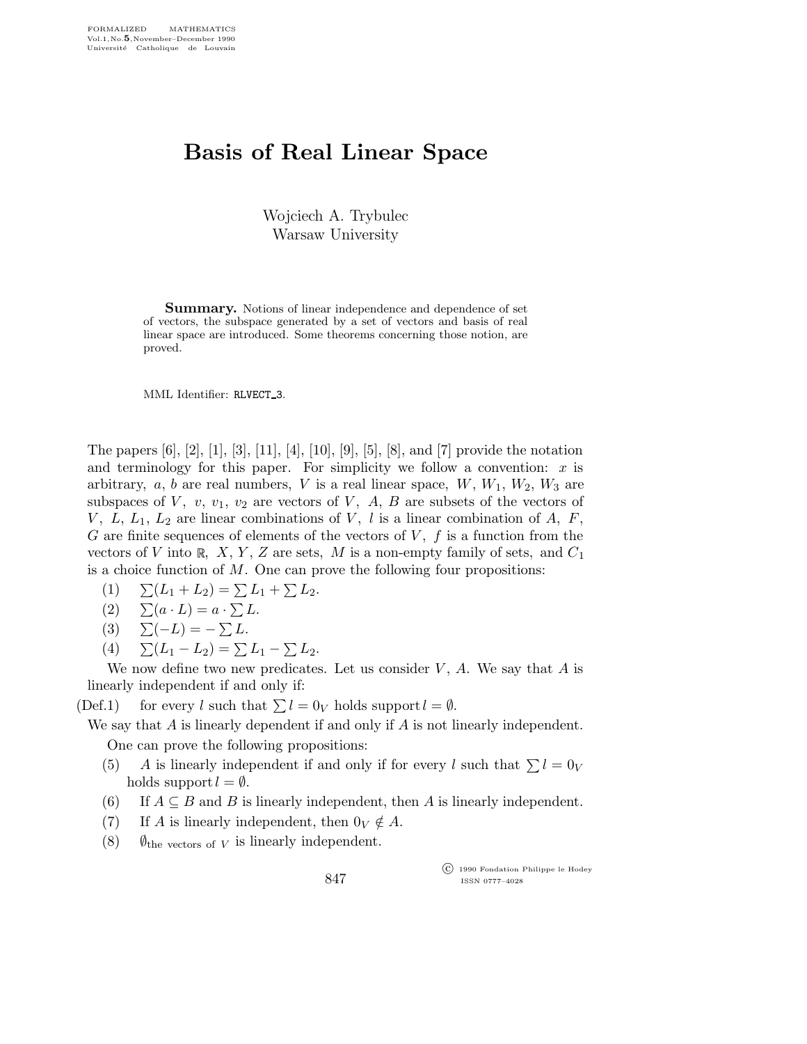# Basis of Real Linear Space

Wojciech A. Trybulec
Warsaw University

**Summary.** Notions of linear independence and dependence of set of vectors, the subspace generated by a set of vectors and basis of real linear space are introduced. Some theorems concerning those notion, are proved.

MML Identifier: RLVECT_3.

The papers [6], [2], [1], [3], [11], [4], [10], [9], [5], [8], and [7] provide the notation and terminology for this paper. For simplicity we follow a convention: $x$ is arbitrary, $a$, $b$ are real numbers, $V$ is a real linear space, $W$, $W_1$, $W_2$, $W_3$ are subspaces of $V$, $v$, $v_1$, $v_2$ are vectors of $V$, $A$, $B$ are subsets of the vectors of $V$, $L$, $L_1$, $L_2$ are linear combinations of $V$, $l$ is a linear combination of $A$, $F$, $G$ are finite sequences of elements of the vectors of $V$, $f$ is a function from the vectors of $V$ into $\mathbb{R}$, $X$, $Y$, $Z$ are sets, $M$ is a non-empty family of sets, and $C_1$ is a choice function of $M$. One can prove the following four propositions:

(1) $\sum(L_1 + L_2) = \sum L_1 + \sum L_2$.

(2) $\sum(a \cdot L) = a \cdot \sum L$.

(3) $\sum(-L) = -\sum L$.

(4) $\sum(L_1 - L_2) = \sum L_1 - \sum L_2$.

We now define two new predicates. Let us consider $V$, $A$. We say that $A$ is linearly independent if and only if:

(Def.1) for every $l$ such that $\sum l = 0_V$ holds $\operatorname{support} l = \emptyset$.

We say that $A$ is linearly dependent if and only if $A$ is not linearly independent.

One can prove the following propositions:

(5) $A$ is linearly independent if and only if for every $l$ such that $\sum l = 0_V$ holds $\operatorname{support} l = \emptyset$.

(6) If $A \subseteq B$ and $B$ is linearly independent, then $A$ is linearly independent.

(7) If $A$ is linearly independent, then $0_V \notin A$.

(8) $\emptyset_{\text{the vectors of } V}$ is linearly independent.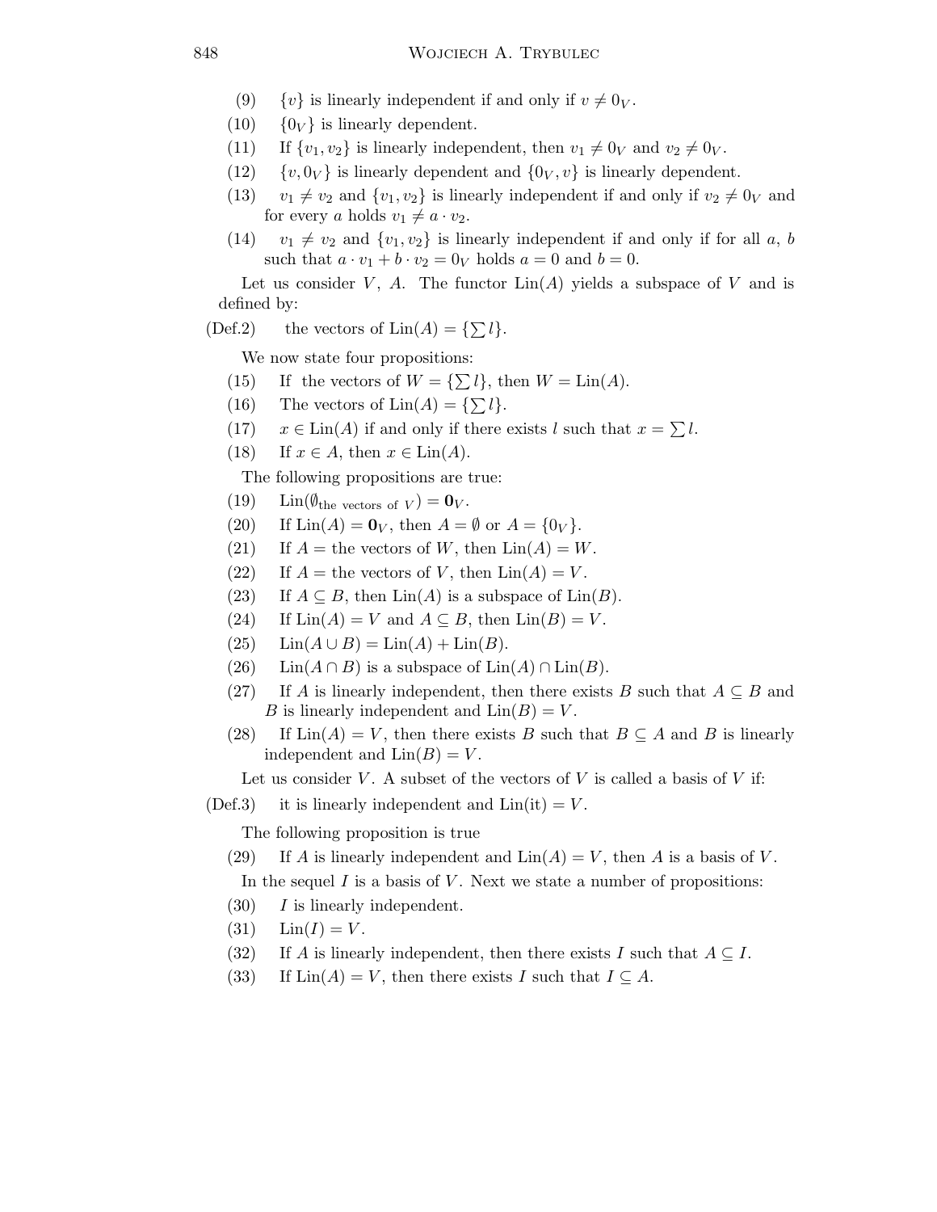(9) $\{v\}$ is linearly independent if and only if $v \neq 0_V$.

(10) $\{0_V\}$ is linearly dependent.

(11) If $\{v_1, v_2\}$ is linearly independent, then $v_1 \neq 0_V$ and $v_2 \neq 0_V$.

(12) $\{v, 0_V\}$ is linearly dependent and $\{0_V, v\}$ is linearly dependent.

(13) $v_1 \neq v_2$ and $\{v_1, v_2\}$ is linearly independent if and only if $v_2 \neq 0_V$ and for every $a$ holds $v_1 \neq a \cdot v_2$.

(14) $v_1 \neq v_2$ and $\{v_1, v_2\}$ is linearly independent if and only if for all $a$, $b$ such that $a \cdot v_1 + b \cdot v_2 = 0_V$ holds $a = 0$ and $b = 0$.

Let us consider $V$, $A$. The functor $\mathrm{Lin}(A)$ yields a subspace of $V$ and is defined by:

(Def.2) the vectors of $\mathrm{Lin}(A) = \{\sum l\}$.

We now state four propositions:

(15) If the vectors of $W = \{\sum l\}$, then $W = \mathrm{Lin}(A)$.

(16) The vectors of $\mathrm{Lin}(A) = \{\sum l\}$.

(17) $x \in \mathrm{Lin}(A)$ if and only if there exists $l$ such that $x = \sum l$.

(18) If $x \in A$, then $x \in \mathrm{Lin}(A)$.

The following propositions are true:

(19) $\mathrm{Lin}(\emptyset_{\text{the vectors of } V}) = \mathbf{0}_V$.

(20) If $\mathrm{Lin}(A) = \mathbf{0}_V$, then $A = \emptyset$ or $A = \{0_V\}$.

(21) If $A =$ the vectors of $W$, then $\mathrm{Lin}(A) = W$.

(22) If $A =$ the vectors of $V$, then $\mathrm{Lin}(A) = V$.

(23) If $A \subseteq B$, then $\mathrm{Lin}(A)$ is a subspace of $\mathrm{Lin}(B)$.

(24) If $\mathrm{Lin}(A) = V$ and $A \subseteq B$, then $\mathrm{Lin}(B) = V$.

(25) $\mathrm{Lin}(A \cup B) = \mathrm{Lin}(A) + \mathrm{Lin}(B)$.

(26) $\mathrm{Lin}(A \cap B)$ is a subspace of $\mathrm{Lin}(A) \cap \mathrm{Lin}(B)$.

(27) If $A$ is linearly independent, then there exists $B$ such that $A \subseteq B$ and $B$ is linearly independent and $\mathrm{Lin}(B) = V$.

(28) If $\mathrm{Lin}(A) = V$, then there exists $B$ such that $B \subseteq A$ and $B$ is linearly independent and $\mathrm{Lin}(B) = V$.

Let us consider $V$. A subset of the vectors of $V$ is called a basis of $V$ if:

(Def.3) it is linearly independent and $\mathrm{Lin}(\mathrm{it}) = V$.

The following proposition is true

(29) If $A$ is linearly independent and $\mathrm{Lin}(A) = V$, then $A$ is a basis of $V$.

In the sequel $I$ is a basis of $V$. Next we state a number of propositions:

(30) $I$ is linearly independent.

(31) $\mathrm{Lin}(I) = V$.

(32) If $A$ is linearly independent, then there exists $I$ such that $A \subseteq I$.

(33) If $\mathrm{Lin}(A) = V$, then there exists $I$ such that $I \subseteq A$.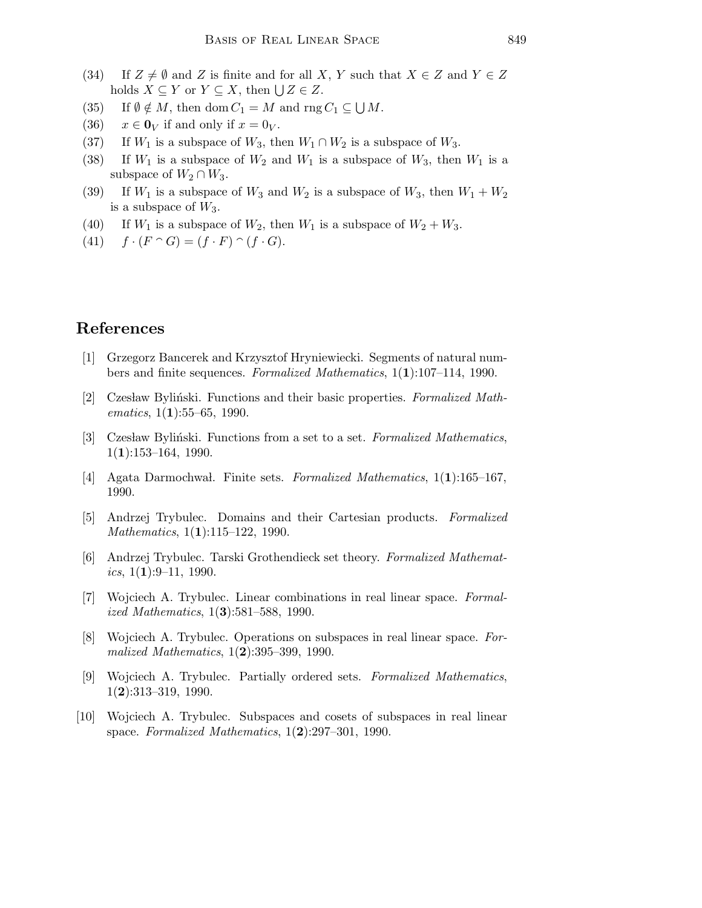(34) If $Z \neq \emptyset$ and $Z$ is finite and for all $X$, $Y$ such that $X \in Z$ and $Y \in Z$ holds $X \subseteq Y$ or $Y \subseteq X$, then $\bigcup Z \in Z$.

(35) If $\emptyset \notin M$, then $\operatorname{dom} C_1 = M$ and $\operatorname{rng} C_1 \subseteq \bigcup M$.

(36) $x \in \mathbf{0}_V$ if and only if $x = 0_V$.

(37) If $W_1$ is a subspace of $W_3$, then $W_1 \cap W_2$ is a subspace of $W_3$.

(38) If $W_1$ is a subspace of $W_2$ and $W_1$ is a subspace of $W_3$, then $W_1$ is a subspace of $W_2 \cap W_3$.

(39) If $W_1$ is a subspace of $W_3$ and $W_2$ is a subspace of $W_3$, then $W_1 + W_2$ is a subspace of $W_3$.

(40) If $W_1$ is a subspace of $W_2$, then $W_1$ is a subspace of $W_2 + W_3$.

(41) $f \cdot (F \frown G) = (f \cdot F) \frown (f \cdot G)$.

## References

[1] Grzegorz Bancerek and Krzysztof Hryniewiecki. Segments of natural numbers and finite sequences. *Formalized Mathematics*, 1(**1**):107–114, 1990.

[2] Czesław Byliński. Functions and their basic properties. *Formalized Mathematics*, 1(**1**):55–65, 1990.

[3] Czesław Byliński. Functions from a set to a set. *Formalized Mathematics*, 1(**1**):153–164, 1990.

[4] Agata Darmochwał. Finite sets. *Formalized Mathematics*, 1(**1**):165–167, 1990.

[5] Andrzej Trybulec. Domains and their Cartesian products. *Formalized Mathematics*, 1(**1**):115–122, 1990.

[6] Andrzej Trybulec. Tarski Grothendieck set theory. *Formalized Mathematics*, 1(**1**):9–11, 1990.

[7] Wojciech A. Trybulec. Linear combinations in real linear space. *Formalized Mathematics*, 1(**3**):581–588, 1990.

[8] Wojciech A. Trybulec. Operations on subspaces in real linear space. *Formalized Mathematics*, 1(**2**):395–399, 1990.

[9] Wojciech A. Trybulec. Partially ordered sets. *Formalized Mathematics*, 1(**2**):313–319, 1990.

[10] Wojciech A. Trybulec. Subspaces and cosets of subspaces in real linear space. *Formalized Mathematics*, 1(**2**):297–301, 1990.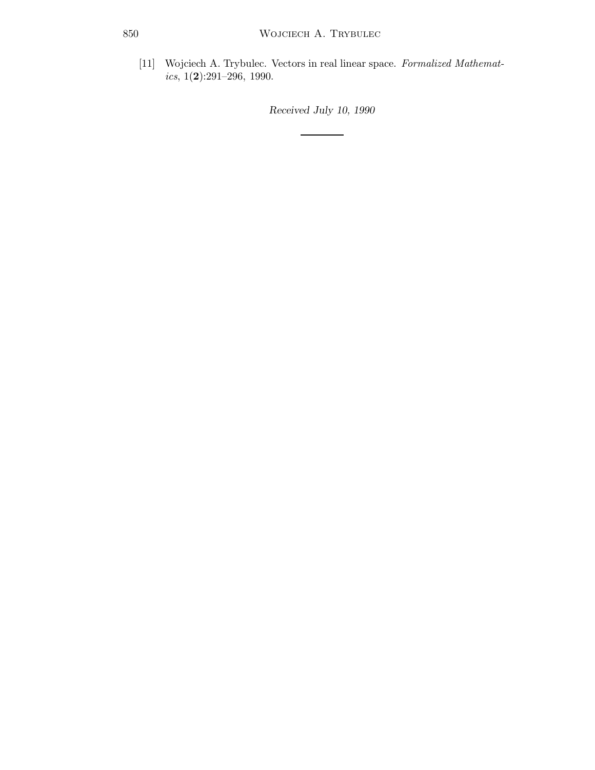[11] Wojciech A. Trybulec. Vectors in real linear space. *Formalized Mathematics*, 1(**2**):291–296, 1990.

*Received July 10, 1990*

---